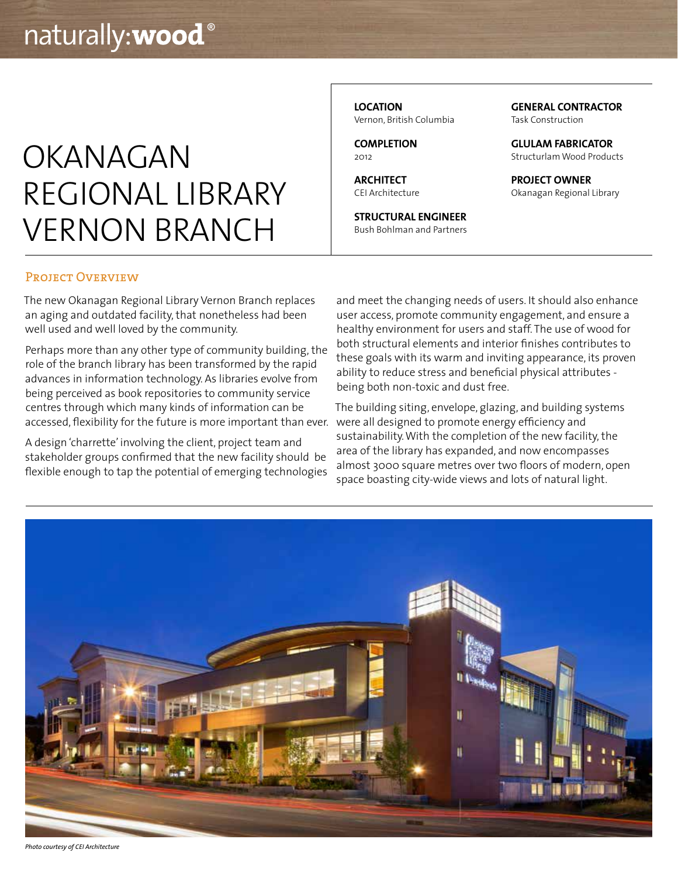naturally:**wood**®

# OKANAGAN REGIONAL LIBRARY VERNON BRANCH

**LOCATION**
Vernon, British Columbia

**COMPLETION**
2012

**ARCHITECT**
CEI Architecture

**STRUCTURAL ENGINEER**
Bush Bohlman and Partners

**GENERAL CONTRACTOR**
Task Construction

**GLULAM FABRICATOR**
Structurlam Wood Products

**PROJECT OWNER**
Okanagan Regional Library

## Project Overview

The new Okanagan Regional Library Vernon Branch replaces an aging and outdated facility, that nonetheless had been well used and well loved by the community.

Perhaps more than any other type of community building, the role of the branch library has been transformed by the rapid advances in information technology. As libraries evolve from being perceived as book repositories to community service centres through which many kinds of information can be accessed, flexibility for the future is more important than ever.

A design 'charrette' involving the client, project team and stakeholder groups confirmed that the new facility should be flexible enough to tap the potential of emerging technologies and meet the changing needs of users. It should also enhance user access, promote community engagement, and ensure a healthy environment for users and staff. The use of wood for both structural elements and interior finishes contributes to these goals with its warm and inviting appearance, its proven ability to reduce stress and beneficial physical attributes - being both non-toxic and dust free.

The building siting, envelope, glazing, and building systems were all designed to promote energy efficiency and sustainability. With the completion of the new facility, the area of the library has expanded, and now encompasses almost 3000 square metres over two floors of modern, open space boasting city-wide views and lots of natural light.

*Photo courtesy of CEI Architecture*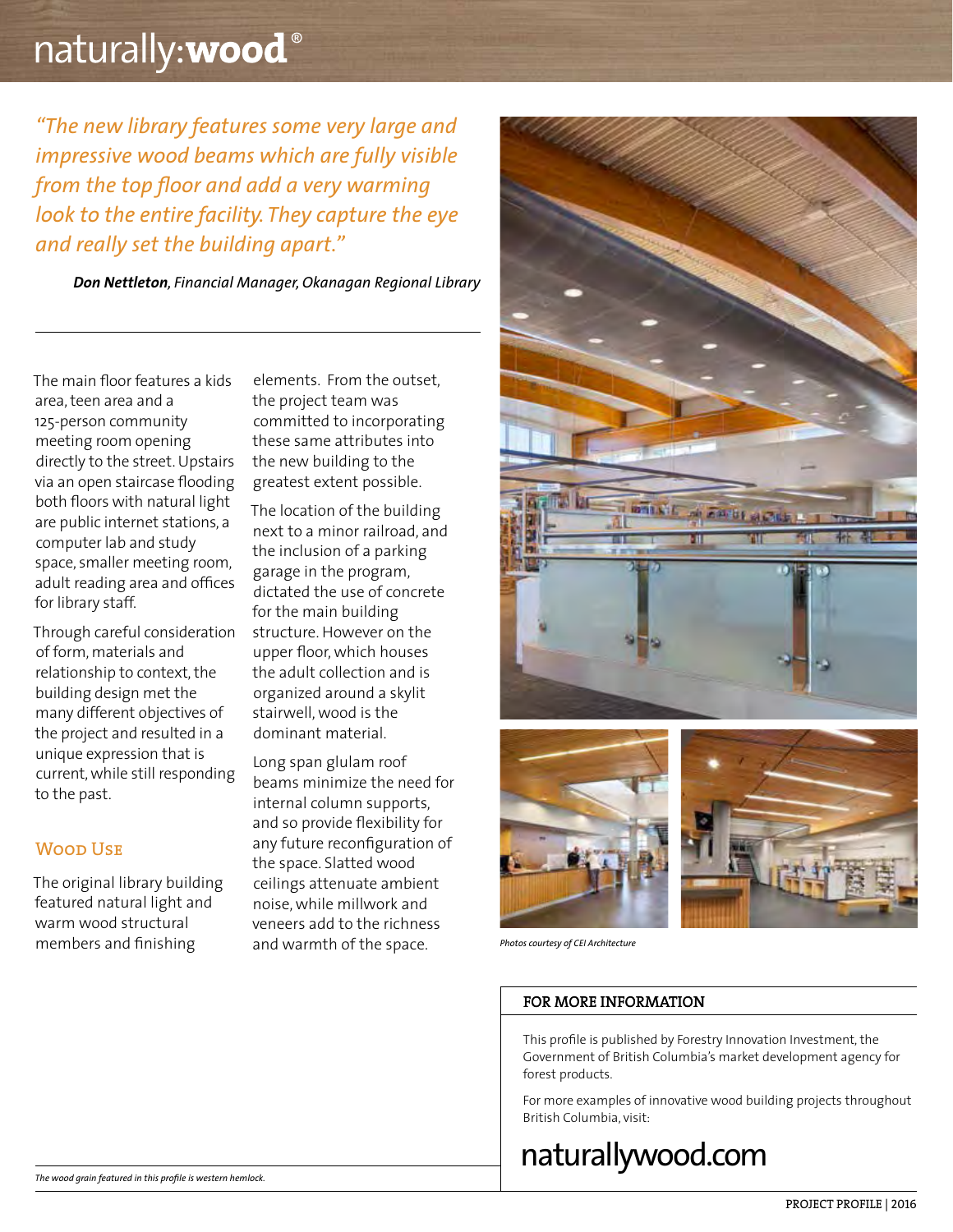naturally:**wood**®

*"The new library features some very large and impressive wood beams which are fully visible from the top floor and add a very warming look to the entire facility. They capture the eye and really set the building apart."*

***Don Nettleton**, Financial Manager, Okanagan Regional Library*

The main floor features a kids area, teen area and a 125-person community meeting room opening directly to the street. Upstairs via an open staircase flooding both floors with natural light are public internet stations, a computer lab and study space, smaller meeting room, adult reading area and offices for library staff.

Through careful consideration of form, materials and relationship to context, the building design met the many different objectives of the project and resulted in a unique expression that is current, while still responding to the past.

## Wood Use

The original library building featured natural light and warm wood structural members and finishing elements. From the outset, the project team was committed to incorporating these same attributes into the new building to the greatest extent possible.

The location of the building next to a minor railroad, and the inclusion of a parking garage in the program, dictated the use of concrete for the main building structure. However on the upper floor, which houses the adult collection and is organized around a skylit stairwell, wood is the dominant material.

Long span glulam roof beams minimize the need for internal column supports, and so provide flexibility for any future reconfiguration of the space. Slatted wood ceilings attenuate ambient noise, while millwork and veneers add to the richness and warmth of the space.

*Photos courtesy of CEI Architecture*

### FOR MORE INFORMATION

This profile is published by Forestry Innovation Investment, the Government of British Columbia's market development agency for forest products.

For more examples of innovative wood building projects throughout British Columbia, visit:

**naturallywood.com**

*The wood grain featured in this profile is western hemlock.*